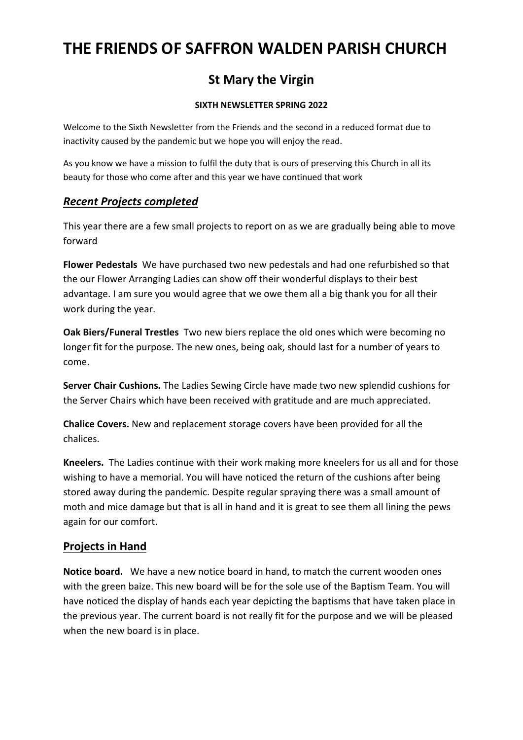# THE FRIENDS OF SAFFRON WALDEN PARISH CHURCH

## St Mary the Virgin

**SIXTH NEWSLETTER SPRING 2022**

Welcome to the Sixth Newsletter from the Friends and the second in a reduced format due to inactivity caused by the pandemic but we hope you will enjoy the read.

As you know we have a mission to fulfil the duty that is ours of preserving this Church in all its beauty for those who come after and this year we have continued that work

### ***Recent Projects completed***

This year there are a few small projects to report on as we are gradually being able to move forward

**Flower Pedestals** We have purchased two new pedestals and had one refurbished so that the our Flower Arranging Ladies can show off their wonderful displays to their best advantage. I am sure you would agree that we owe them all a big thank you for all their work during the year.

**Oak Biers/Funeral Trestles** Two new biers replace the old ones which were becoming no longer fit for the purpose. The new ones, being oak, should last for a number of years to come.

**Server Chair Cushions.** The Ladies Sewing Circle have made two new splendid cushions for the Server Chairs which have been received with gratitude and are much appreciated.

**Chalice Covers.** New and replacement storage covers have been provided for all the chalices.

**Kneelers.** The Ladies continue with their work making more kneelers for us all and for those wishing to have a memorial. You will have noticed the return of the cushions after being stored away during the pandemic. Despite regular spraying there was a small amount of moth and mice damage but that is all in hand and it is great to see them all lining the pews again for our comfort.

### **Projects in Hand**

**Notice board.** We have a new notice board in hand, to match the current wooden ones with the green baize. This new board will be for the sole use of the Baptism Team. You will have noticed the display of hands each year depicting the baptisms that have taken place in the previous year. The current board is not really fit for the purpose and we will be pleased when the new board is in place.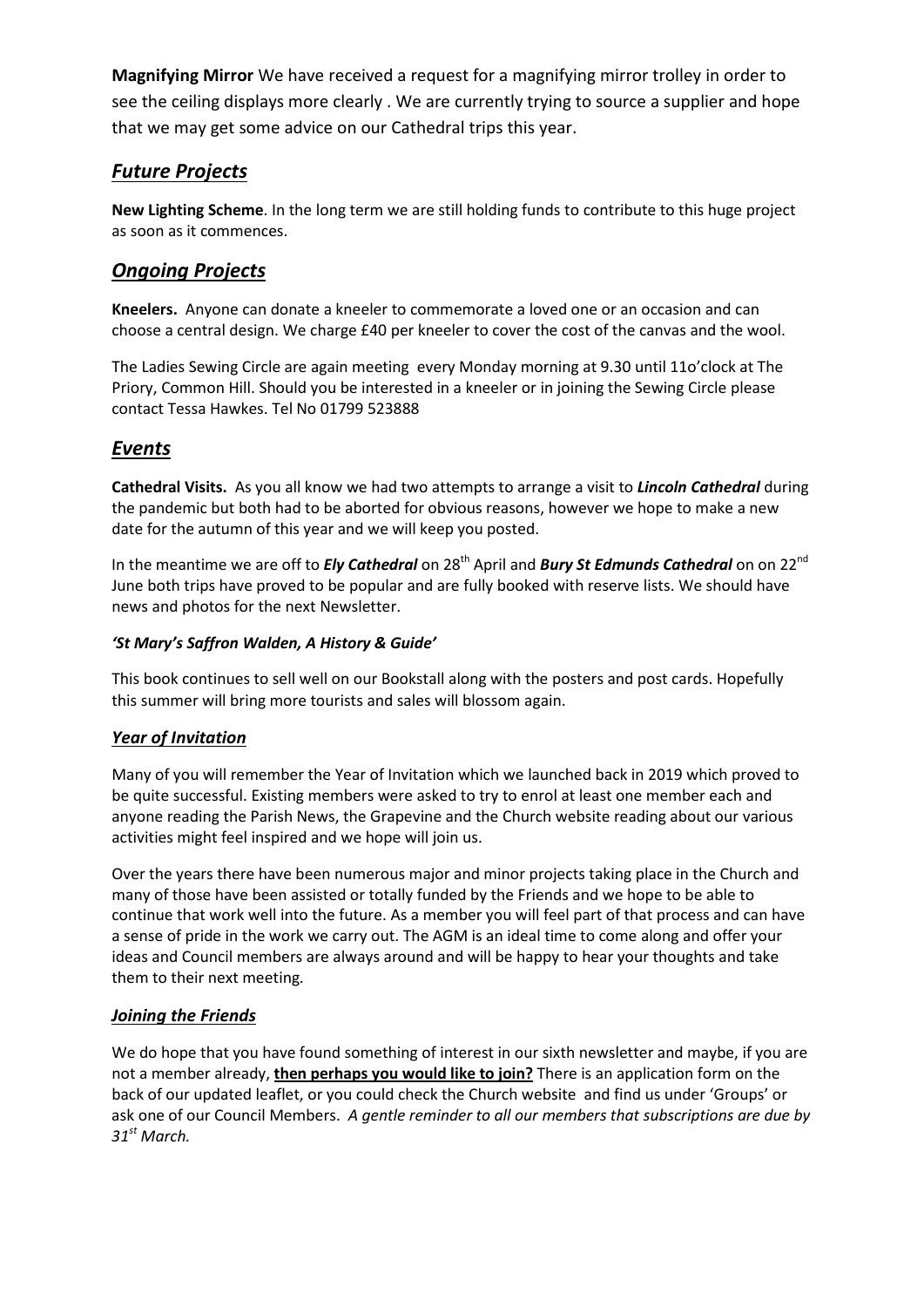**Magnifying Mirror** We have received a request for a magnifying mirror trolley in order to see the ceiling displays more clearly . We are currently trying to source a supplier and hope that we may get some advice on our Cathedral trips this year.

## *Future Projects*

**New Lighting Scheme**. In the long term we are still holding funds to contribute to this huge project as soon as it commences.

## *Ongoing Projects*

**Kneelers.** Anyone can donate a kneeler to commemorate a loved one or an occasion and can choose a central design. We charge £40 per kneeler to cover the cost of the canvas and the wool.

The Ladies Sewing Circle are again meeting every Monday morning at 9.30 until 11o'clock at The Priory, Common Hill. Should you be interested in a kneeler or in joining the Sewing Circle please contact Tessa Hawkes. Tel No 01799 523888

## *Events*

**Cathedral Visits.** As you all know we had two attempts to arrange a visit to ***Lincoln Cathedral*** during the pandemic but both had to be aborted for obvious reasons, however we hope to make a new date for the autumn of this year and we will keep you posted.

In the meantime we are off to ***Ely Cathedral*** on 28th April and ***Bury St Edmunds Cathedral*** on on 22nd June both trips have proved to be popular and are fully booked with reserve lists. We should have news and photos for the next Newsletter.

### ***'St Mary's Saffron Walden, A History & Guide'***

This book continues to sell well on our Bookstall along with the posters and post cards. Hopefully this summer will bring more tourists and sales will blossom again.

### *Year of Invitation*

Many of you will remember the Year of Invitation which we launched back in 2019 which proved to be quite successful. Existing members were asked to try to enrol at least one member each and anyone reading the Parish News, the Grapevine and the Church website reading about our various activities might feel inspired and we hope will join us.

Over the years there have been numerous major and minor projects taking place in the Church and many of those have been assisted or totally funded by the Friends and we hope to be able to continue that work well into the future. As a member you will feel part of that process and can have a sense of pride in the work we carry out. The AGM is an ideal time to come along and offer your ideas and Council members are always around and will be happy to hear your thoughts and take them to their next meeting.

### *Joining the Friends*

We do hope that you have found something of interest in our sixth newsletter and maybe, if you are not a member already, **then perhaps you would like to join?** There is an application form on the back of our updated leaflet, or you could check the Church website and find us under 'Groups' or ask one of our Council Members. *A gentle reminder to all our members that subscriptions are due by 31st March.*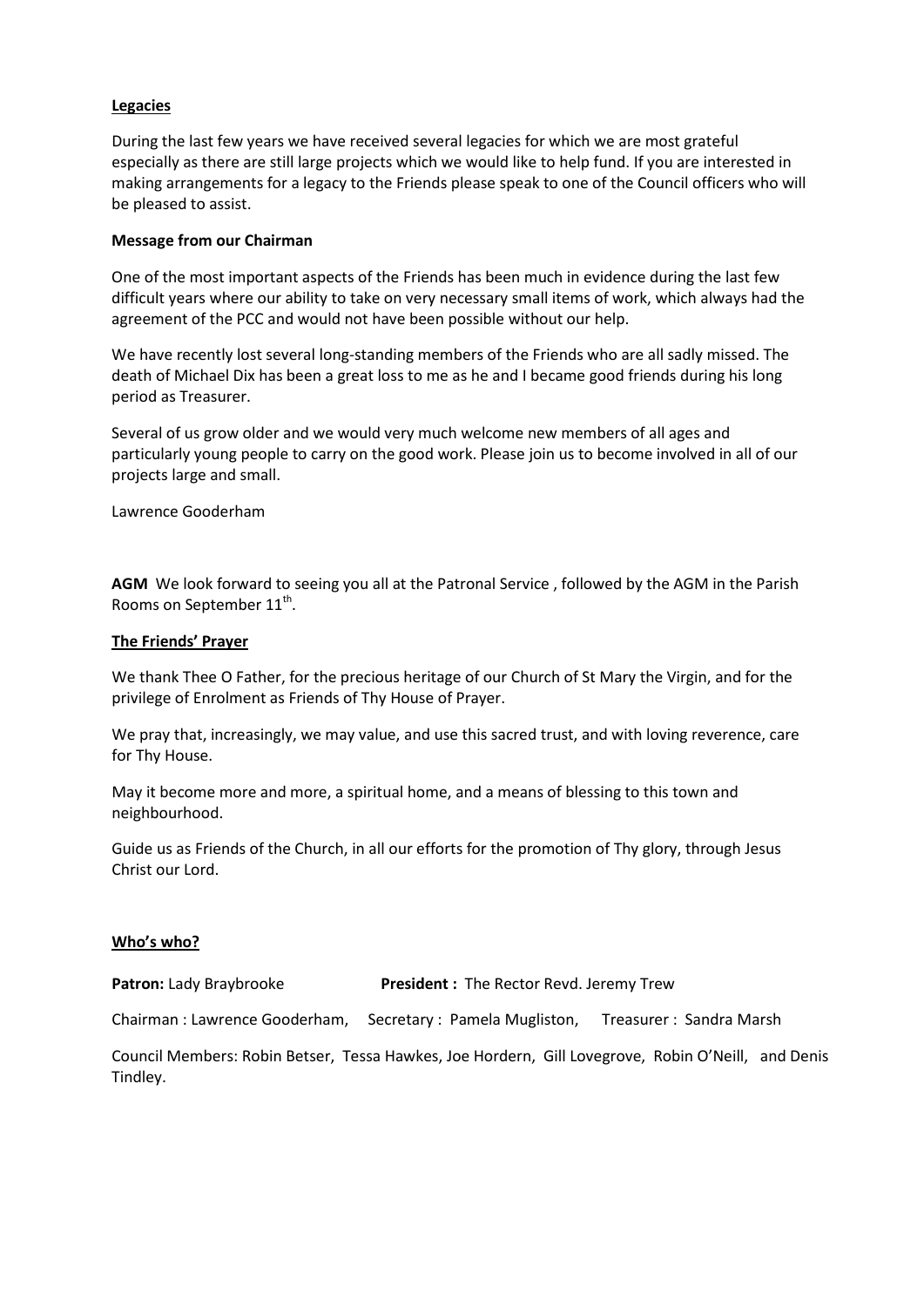## Legacies

During the last few years we have received several legacies for which we are most grateful especially as there are still large projects which we would like to help fund. If you are interested in making arrangements for a legacy to the Friends please speak to one of the Council officers who will be pleased to assist.

**Message from our Chairman**

One of the most important aspects of the Friends has been much in evidence during the last few difficult years where our ability to take on very necessary small items of work, which always had the agreement of the PCC and would not have been possible without our help.

We have recently lost several long-standing members of the Friends who are all sadly missed. The death of Michael Dix has been a great loss to me as he and I became good friends during his long period as Treasurer.

Several of us grow older and we would very much welcome new members of all ages and particularly young people to carry on the good work. Please join us to become involved in all of our projects large and small.

Lawrence Gooderham

**AGM** We look forward to seeing you all at the Patronal Service , followed by the AGM in the Parish Rooms on September 11th.

## The Friends' Prayer

We thank Thee O Father, for the precious heritage of our Church of St Mary the Virgin, and for the privilege of Enrolment as Friends of Thy House of Prayer.

We pray that, increasingly, we may value, and use this sacred trust, and with loving reverence, care for Thy House.

May it become more and more, a spiritual home, and a means of blessing to this town and neighbourhood.

Guide us as Friends of the Church, in all our efforts for the promotion of Thy glory, through Jesus Christ our Lord.

## Who's who?

**Patron:** Lady Braybrooke **President :** The Rector Revd. Jeremy Trew

Chairman : Lawrence Gooderham, Secretary : Pamela Mugliston, Treasurer : Sandra Marsh

Council Members: Robin Betser, Tessa Hawkes, Joe Hordern, Gill Lovegrove, Robin O'Neill, and Denis Tindley.